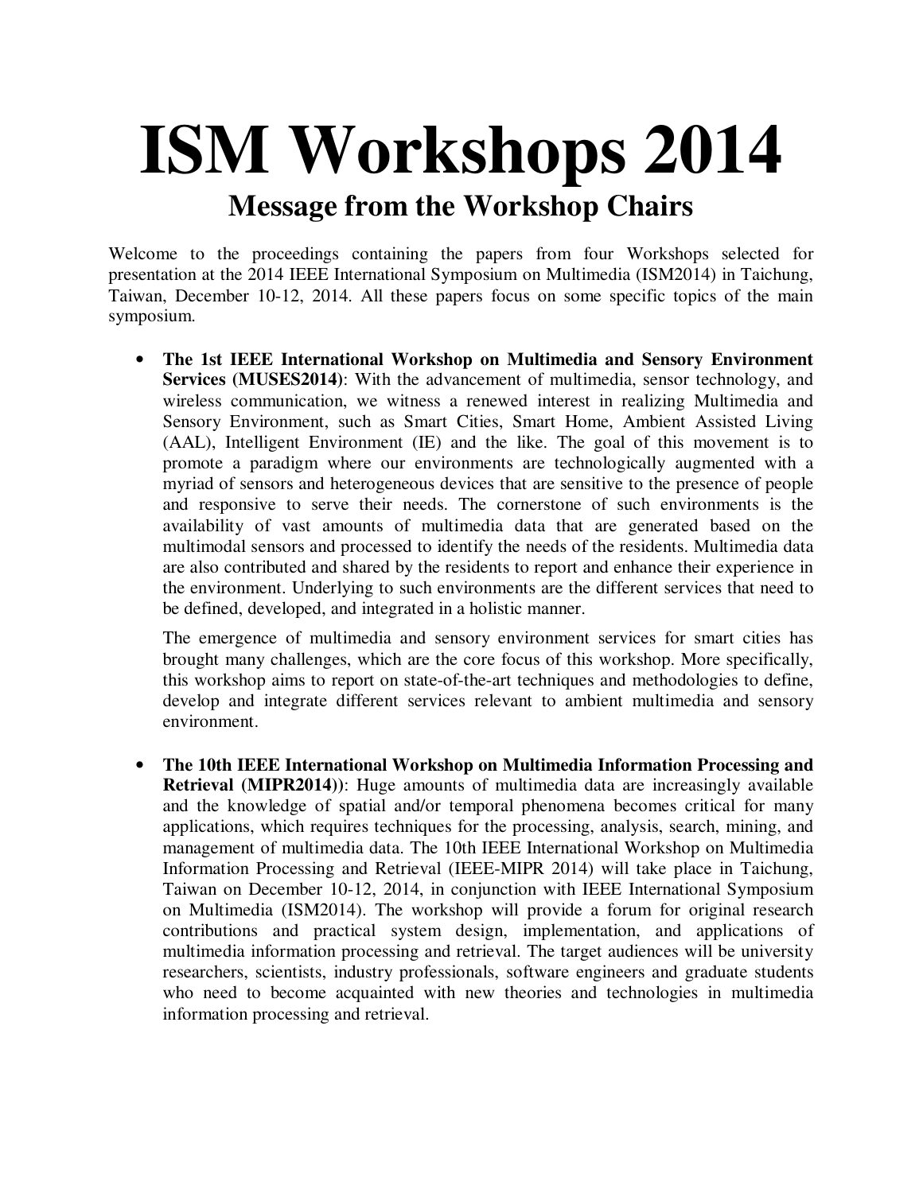# ISM Workshops 2014

## Message from the Workshop Chairs

Welcome to the proceedings containing the papers from four Workshops selected for presentation at the 2014 IEEE International Symposium on Multimedia (ISM2014) in Taichung, Taiwan, December 10-12, 2014. All these papers focus on some specific topics of the main symposium.

- **The 1st IEEE International Workshop on Multimedia and Sensory Environment Services (MUSES2014)**: With the advancement of multimedia, sensor technology, and wireless communication, we witness a renewed interest in realizing Multimedia and Sensory Environment, such as Smart Cities, Smart Home, Ambient Assisted Living (AAL), Intelligent Environment (IE) and the like. The goal of this movement is to promote a paradigm where our environments are technologically augmented with a myriad of sensors and heterogeneous devices that are sensitive to the presence of people and responsive to serve their needs. The cornerstone of such environments is the availability of vast amounts of multimedia data that are generated based on the multimodal sensors and processed to identify the needs of the residents. Multimedia data are also contributed and shared by the residents to report and enhance their experience in the environment. Underlying to such environments are the different services that need to be defined, developed, and integrated in a holistic manner.

  The emergence of multimedia and sensory environment services for smart cities has brought many challenges, which are the core focus of this workshop. More specifically, this workshop aims to report on state-of-the-art techniques and methodologies to define, develop and integrate different services relevant to ambient multimedia and sensory environment.

- **The 10th IEEE International Workshop on Multimedia Information Processing and Retrieval (MIPR2014))**: Huge amounts of multimedia data are increasingly available and the knowledge of spatial and/or temporal phenomena becomes critical for many applications, which requires techniques for the processing, analysis, search, mining, and management of multimedia data. The 10th IEEE International Workshop on Multimedia Information Processing and Retrieval (IEEE-MIPR 2014) will take place in Taichung, Taiwan on December 10-12, 2014, in conjunction with IEEE International Symposium on Multimedia (ISM2014). The workshop will provide a forum for original research contributions and practical system design, implementation, and applications of multimedia information processing and retrieval. The target audiences will be university researchers, scientists, industry professionals, software engineers and graduate students who need to become acquainted with new theories and technologies in multimedia information processing and retrieval.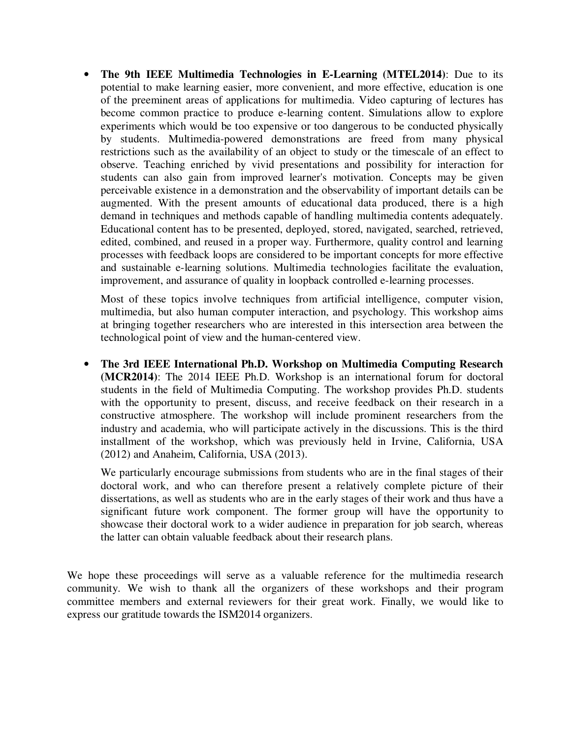- **The 9th IEEE Multimedia Technologies in E-Learning (MTEL2014)**: Due to its potential to make learning easier, more convenient, and more effective, education is one of the preeminent areas of applications for multimedia. Video capturing of lectures has become common practice to produce e-learning content. Simulations allow to explore experiments which would be too expensive or too dangerous to be conducted physically by students. Multimedia-powered demonstrations are freed from many physical restrictions such as the availability of an object to study or the timescale of an effect to observe. Teaching enriched by vivid presentations and possibility for interaction for students can also gain from improved learner's motivation. Concepts may be given perceivable existence in a demonstration and the observability of important details can be augmented. With the present amounts of educational data produced, there is a high demand in techniques and methods capable of handling multimedia contents adequately. Educational content has to be presented, deployed, stored, navigated, searched, retrieved, edited, combined, and reused in a proper way. Furthermore, quality control and learning processes with feedback loops are considered to be important concepts for more effective and sustainable e-learning solutions. Multimedia technologies facilitate the evaluation, improvement, and assurance of quality in loopback controlled e-learning processes.

  Most of these topics involve techniques from artificial intelligence, computer vision, multimedia, but also human computer interaction, and psychology. This workshop aims at bringing together researchers who are interested in this intersection area between the technological point of view and the human-centered view.

- **The 3rd IEEE International Ph.D. Workshop on Multimedia Computing Research (MCR2014)**: The 2014 IEEE Ph.D. Workshop is an international forum for doctoral students in the field of Multimedia Computing. The workshop provides Ph.D. students with the opportunity to present, discuss, and receive feedback on their research in a constructive atmosphere. The workshop will include prominent researchers from the industry and academia, who will participate actively in the discussions. This is the third installment of the workshop, which was previously held in Irvine, California, USA (2012) and Anaheim, California, USA (2013).

  We particularly encourage submissions from students who are in the final stages of their doctoral work, and who can therefore present a relatively complete picture of their dissertations, as well as students who are in the early stages of their work and thus have a significant future work component. The former group will have the opportunity to showcase their doctoral work to a wider audience in preparation for job search, whereas the latter can obtain valuable feedback about their research plans.

We hope these proceedings will serve as a valuable reference for the multimedia research community. We wish to thank all the organizers of these workshops and their program committee members and external reviewers for their great work. Finally, we would like to express our gratitude towards the ISM2014 organizers.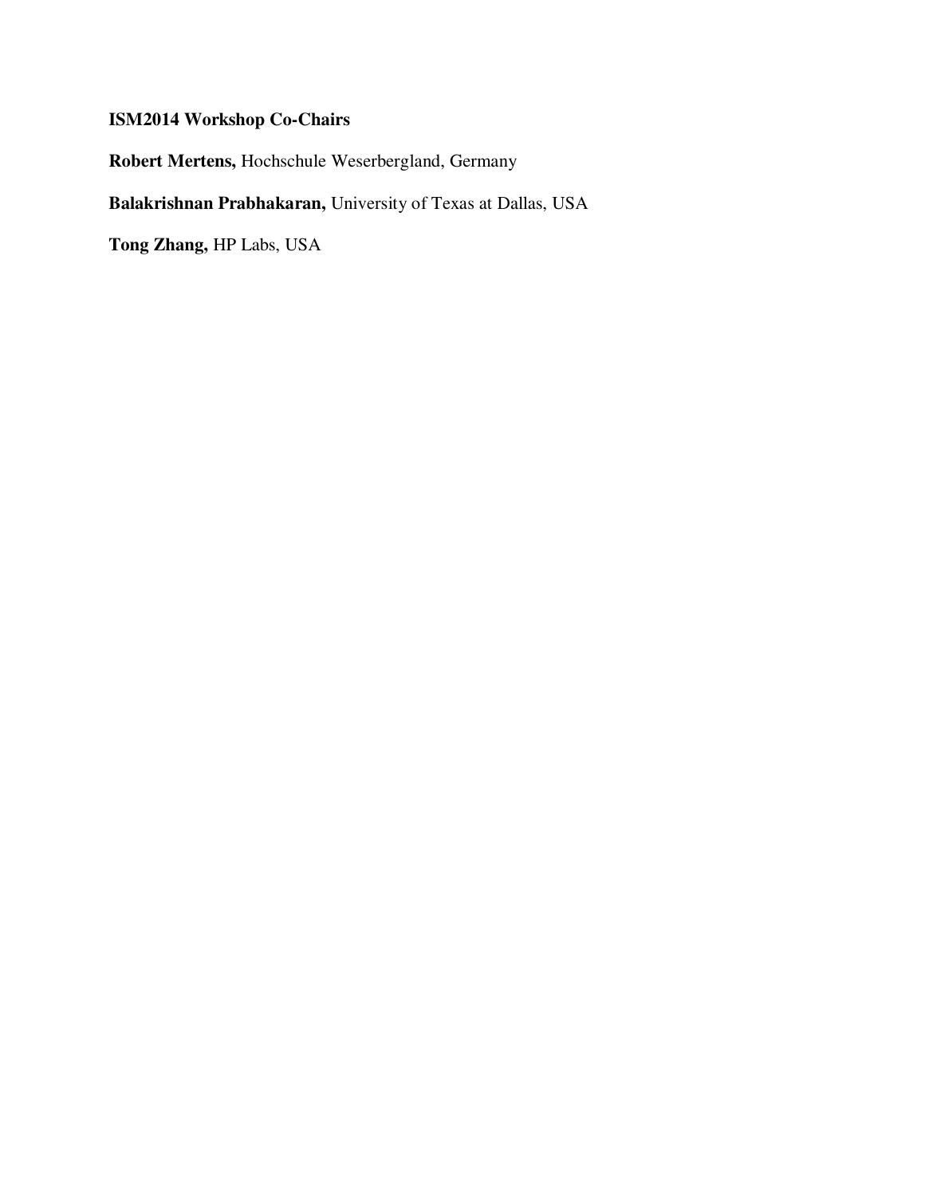**ISM2014 Workshop Co-Chairs**

**Robert Mertens,** Hochschule Weserbergland, Germany

**Balakrishnan Prabhakaran,** University of Texas at Dallas, USA

**Tong Zhang,** HP Labs, USA